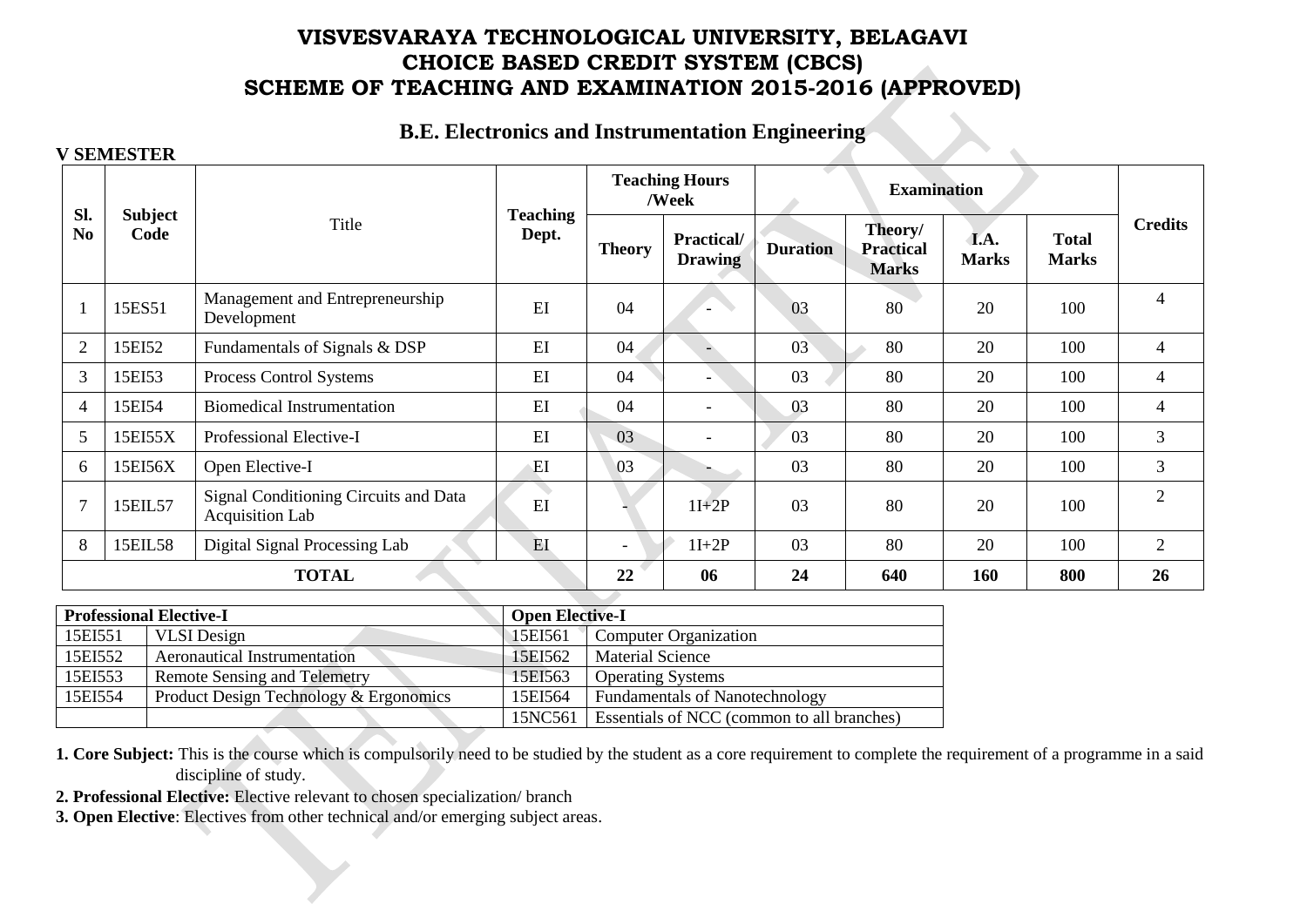# VISVESVARAYA TECHNOLOGICAL UNIVERSITY, BELAGAVI
# CHOICE BASED CREDIT SYSTEM (CBCS)
# SCHEME OF TEACHING AND EXAMINATION 2015-2016 (APPROVED)

## B.E. Electronics and Instrumentation Engineering

**V SEMESTER**

| Sl. No | Subject Code | Title | Teaching Dept. | Teaching Hours /Week | | Examination | | | | Credits |
|---|---|---|---|---|---|---|---|---|---|---|
| | | | | Theory | Practical/ Drawing | Duration | Theory/ Practical Marks | I.A. Marks | Total Marks | |
| 1 | 15ES51 | Management and Entrepreneurship Development | EI | 04 | - | 03 | 80 | 20 | 100 | 4 |
| 2 | 15EI52 | Fundamentals of Signals & DSP | EI | 04 | - | 03 | 80 | 20 | 100 | 4 |
| 3 | 15EI53 | Process Control Systems | EI | 04 | - | 03 | 80 | 20 | 100 | 4 |
| 4 | 15EI54 | Biomedical Instrumentation | EI | 04 | - | 03 | 80 | 20 | 100 | 4 |
| 5 | 15EI55X | Professional Elective-I | EI | 03 | - | 03 | 80 | 20 | 100 | 3 |
| 6 | 15EI56X | Open Elective-I | EI | 03 | - | 03 | 80 | 20 | 100 | 3 |
| 7 | 15EIL57 | Signal Conditioning Circuits and Data Acquisition Lab | EI | - | 1I+2P | 03 | 80 | 20 | 100 | 2 |
| 8 | 15EIL58 | Digital Signal Processing Lab | EI | - | 1I+2P | 03 | 80 | 20 | 100 | 2 |
| **TOTAL** | | | | **22** | **06** | **24** | **640** | **160** | **800** | **26** |

| **Professional Elective-I** | | **Open Elective-I** | |
|---|---|---|---|
| 15EI551 | VLSI Design | 15EI561 | Computer Organization |
| 15EI552 | Aeronautical Instrumentation | 15EI562 | Material Science |
| 15EI553 | Remote Sensing and Telemetry | 15EI563 | Operating Systems |
| 15EI554 | Product Design Technology & Ergonomics | 15EI564 | Fundamentals of Nanotechnology |
| | | 15NC561 | Essentials of NCC (common to all branches) |

**1. Core Subject:** This is the course which is compulsorily need to be studied by the student as a core requirement to complete the requirement of a programme in a said discipline of study.

**2. Professional Elective:** Elective relevant to chosen specialization/ branch

**3. Open Elective**: Electives from other technical and/or emerging subject areas.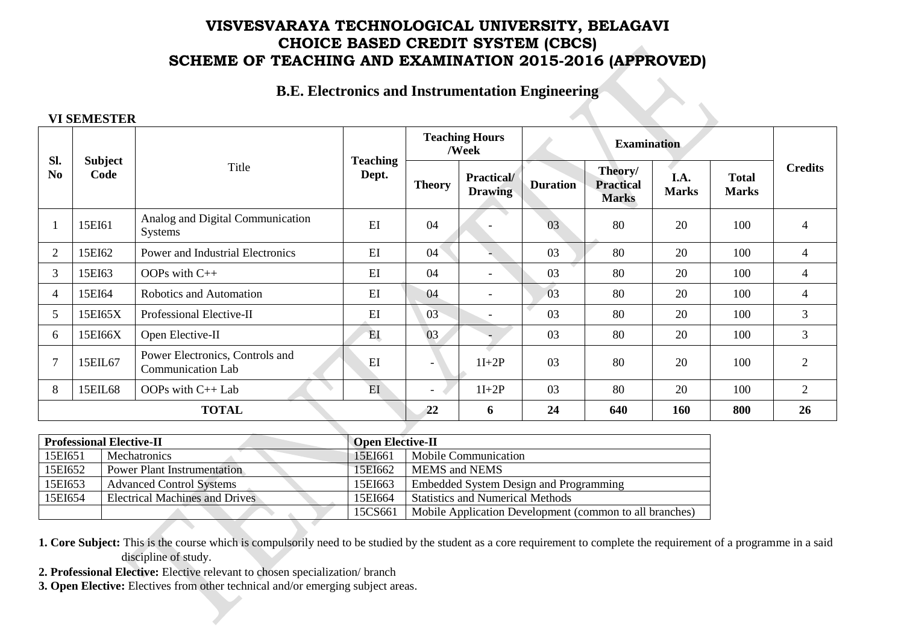# VISVESVARAYA TECHNOLOGICAL UNIVERSITY, BELAGAVI
# CHOICE BASED CREDIT SYSTEM (CBCS)
# SCHEME OF TEACHING AND EXAMINATION 2015-2016 (APPROVED)

## B.E. Electronics and Instrumentation Engineering

### VI SEMESTER

| Sl. No | Subject Code | Title | Teaching Dept. | Teaching Hours /Week | | Examination | | | | Credits |
|---|---|---|---|---|---|---|---|---|---|---|
| | | | | Theory | Practical/ Drawing | Duration | Theory/ Practical Marks | I.A. Marks | Total Marks | |
| 1 | 15EI61 | Analog and Digital Communication Systems | EI | 04 | - | 03 | 80 | 20 | 100 | 4 |
| 2 | 15EI62 | Power and Industrial Electronics | EI | 04 | - | 03 | 80 | 20 | 100 | 4 |
| 3 | 15EI63 | OOPs with C++ | EI | 04 | - | 03 | 80 | 20 | 100 | 4 |
| 4 | 15EI64 | Robotics and Automation | EI | 04 | - | 03 | 80 | 20 | 100 | 4 |
| 5 | 15EI65X | Professional Elective-II | EI | 03 | - | 03 | 80 | 20 | 100 | 3 |
| 6 | 15EI66X | Open Elective-II | EI | 03 | - | 03 | 80 | 20 | 100 | 3 |
| 7 | 15EIL67 | Power Electronics, Controls and Communication Lab | EI | - | 1I+2P | 03 | 80 | 20 | 100 | 2 |
| 8 | 15EIL68 | OOPs with C++ Lab | EI | - | 1I+2P | 03 | 80 | 20 | 100 | 2 |
| **TOTAL** | | | | **22** | **6** | **24** | **640** | **160** | **800** | **26** |

| **Professional Elective-II** | | **Open Elective-II** | |
|---|---|---|---|
| 15EI651 | Mechatronics | 15EI661 | Mobile Communication |
| 15EI652 | Power Plant Instrumentation | 15EI662 | MEMS and NEMS |
| 15EI653 | Advanced Control Systems | 15EI663 | Embedded System Design and Programming |
| 15EI654 | Electrical Machines and Drives | 15EI664 | Statistics and Numerical Methods |
| | | 15CS661 | Mobile Application Development (common to all branches) |

**1. Core Subject:** This is the course which is compulsorily need to be studied by the student as a core requirement to complete the requirement of a programme in a said discipline of study.

**2. Professional Elective:** Elective relevant to chosen specialization/ branch

**3. Open Elective:** Electives from other technical and/or emerging subject areas.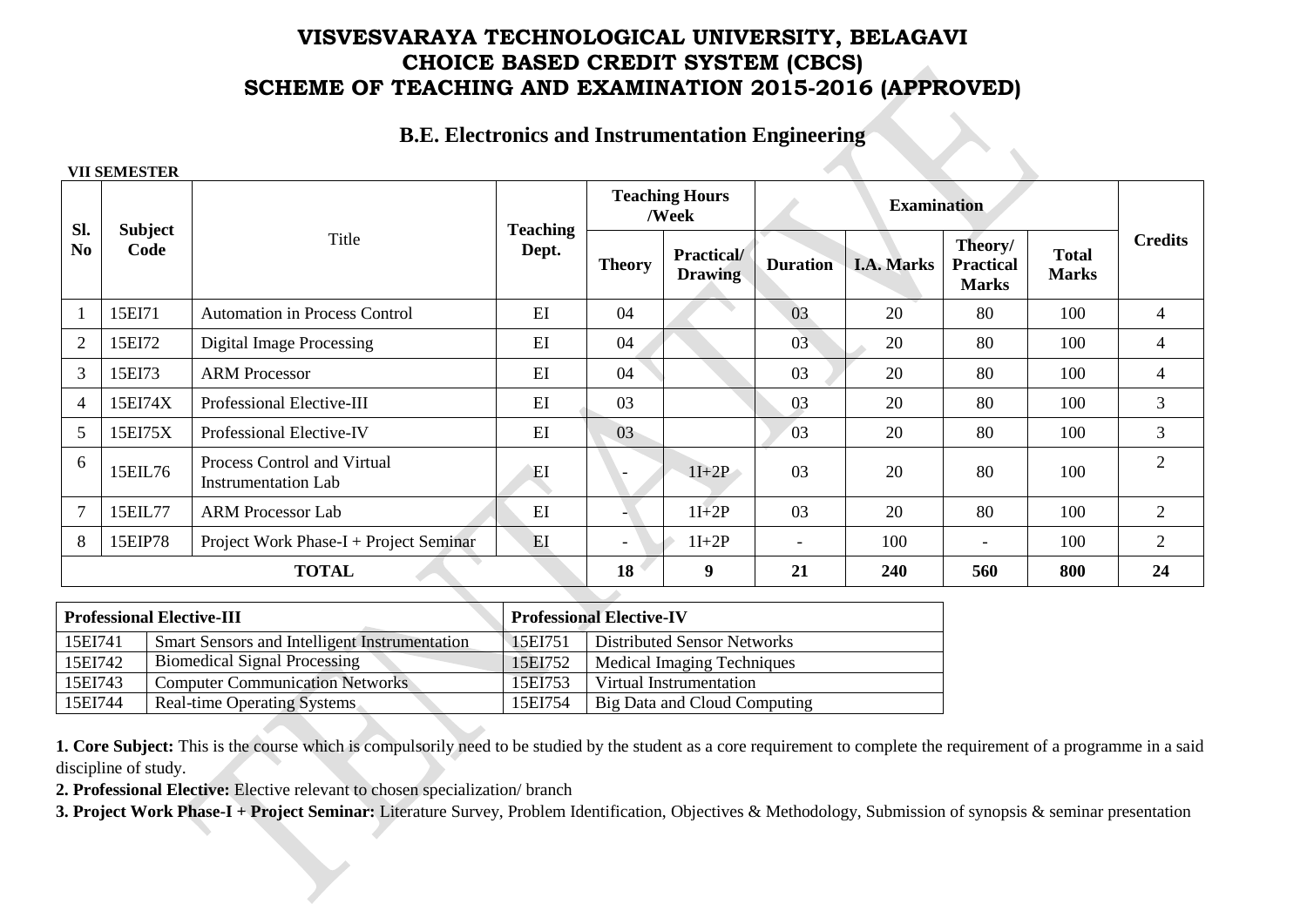# VISVESVARAYA TECHNOLOGICAL UNIVERSITY, BELAGAVI
# CHOICE BASED CREDIT SYSTEM (CBCS)
# SCHEME OF TEACHING AND EXAMINATION 2015-2016 (APPROVED)

## B.E. Electronics and Instrumentation Engineering

**VII SEMESTER**

| Sl. No | Subject Code | Title | Teaching Dept. | Teaching Hours /Week | | Examination | | | | Credits |
|---|---|---|---|---|---|---|---|---|---|---|
| | | | | Theory | Practical/ Drawing | Duration | I.A. Marks | Theory/ Practical Marks | Total Marks | |
| 1 | 15EI71 | Automation in Process Control | EI | 04 | | 03 | 20 | 80 | 100 | 4 |
| 2 | 15EI72 | Digital Image Processing | EI | 04 | | 03 | 20 | 80 | 100 | 4 |
| 3 | 15EI73 | ARM Processor | EI | 04 | | 03 | 20 | 80 | 100 | 4 |
| 4 | 15EI74X | Professional Elective-III | EI | 03 | | 03 | 20 | 80 | 100 | 3 |
| 5 | 15EI75X | Professional Elective-IV | EI | 03 | | 03 | 20 | 80 | 100 | 3 |
| 6 | 15EIL76 | Process Control and Virtual Instrumentation Lab | EI | - | 1I+2P | 03 | 20 | 80 | 100 | 2 |
| 7 | 15EIL77 | ARM Processor Lab | EI | - | 1I+2P | 03 | 20 | 80 | 100 | 2 |
| 8 | 15EIP78 | Project Work Phase-I + Project Seminar | EI | - | 1I+2P | - | 100 | - | 100 | 2 |
| **TOTAL** | | | | **18** | **9** | **21** | **240** | **560** | **800** | **24** |

| **Professional Elective-III** | | **Professional Elective-IV** | |
|---|---|---|---|
| 15EI741 | Smart Sensors and Intelligent Instrumentation | 15EI751 | Distributed Sensor Networks |
| 15EI742 | Biomedical Signal Processing | 15EI752 | Medical Imaging Techniques |
| 15EI743 | Computer Communication Networks | 15EI753 | Virtual Instrumentation |
| 15EI744 | Real-time Operating Systems | 15EI754 | Big Data and Cloud Computing |

**1. Core Subject:** This is the course which is compulsorily need to be studied by the student as a core requirement to complete the requirement of a programme in a said discipline of study.

**2. Professional Elective:** Elective relevant to chosen specialization/ branch

**3. Project Work Phase-I + Project Seminar:** Literature Survey, Problem Identification, Objectives & Methodology, Submission of synopsis & seminar presentation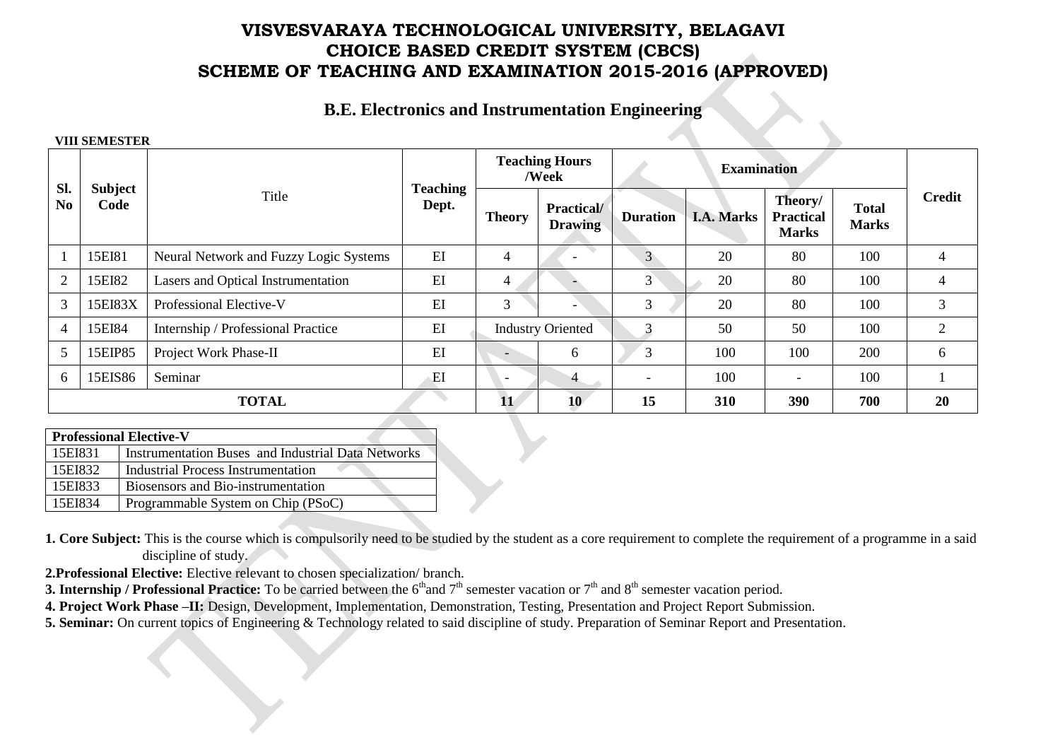# VISVESVARAYA TECHNOLOGICAL UNIVERSITY, BELAGAVI
# CHOICE BASED CREDIT SYSTEM (CBCS)
# SCHEME OF TEACHING AND EXAMINATION 2015-2016 (APPROVED)

## B.E. Electronics and Instrumentation Engineering

**VIII SEMESTER**

| Sl. No | Subject Code | Title | Teaching Dept. | Teaching Hours /Week | | Examination | | | | Credit |
|---|---|---|---|---|---|---|---|---|---|---|
| | | | | Theory | Practical/ Drawing | Duration | I.A. Marks | Theory/ Practical Marks | Total Marks | |
| 1 | 15EI81 | Neural Network and Fuzzy Logic Systems | EI | 4 | - | 3 | 20 | 80 | 100 | 4 |
| 2 | 15EI82 | Lasers and Optical Instrumentation | EI | 4 | - | 3 | 20 | 80 | 100 | 4 |
| 3 | 15EI83X | Professional Elective-V | EI | 3 | - | 3 | 20 | 80 | 100 | 3 |
| 4 | 15EI84 | Internship / Professional Practice | EI | Industry Oriented | | 3 | 50 | 50 | 100 | 2 |
| 5 | 15EIP85 | Project Work Phase-II | EI | - | 6 | 3 | 100 | 100 | 200 | 6 |
| 6 | 15EIS86 | Seminar | EI | - | 4 | - | 100 | - | 100 | 1 |
| **TOTAL** | | | | **11** | **10** | **15** | **310** | **390** | **700** | **20** |

| **Professional Elective-V** | |
|---|---|
| 15EI831 | Instrumentation Buses and Industrial Data Networks |
| 15EI832 | Industrial Process Instrumentation |
| 15EI833 | Biosensors and Bio-instrumentation |
| 15EI834 | Programmable System on Chip (PSoC) |

**1. Core Subject:** This is the course which is compulsorily need to be studied by the student as a core requirement to complete the requirement of a programme in a said discipline of study.

**2.Professional Elective:** Elective relevant to chosen specialization/ branch.

**3. Internship / Professional Practice:** To be carried between the 6[th]and 7[th] semester vacation or 7[th] and 8[th] semester vacation period.

**4. Project Work Phase –II:** Design, Development, Implementation, Demonstration, Testing, Presentation and Project Report Submission.

**5. Seminar:** On current topics of Engineering & Technology related to said discipline of study. Preparation of Seminar Report and Presentation.